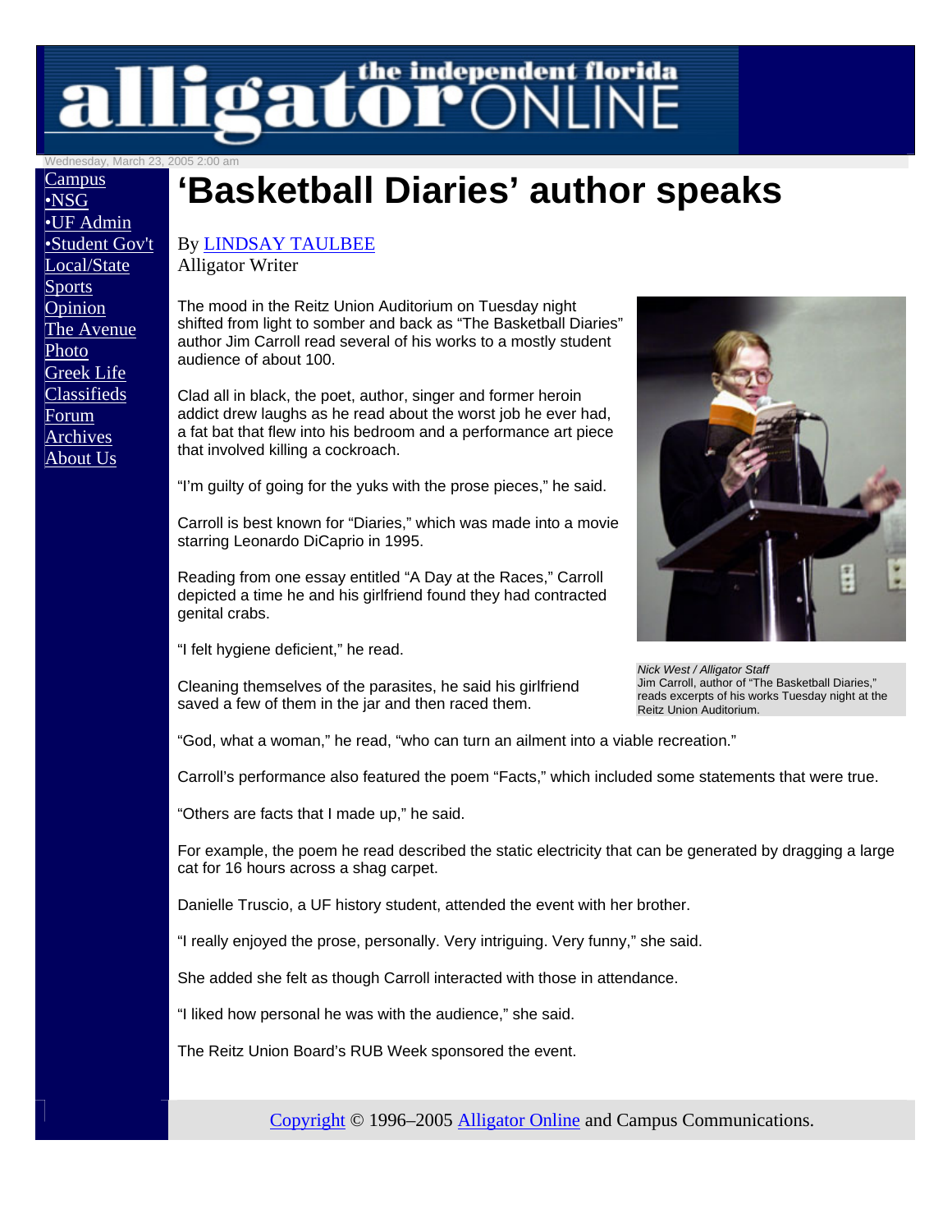Wednesday, March 23, 2005 2:00 am

Campus
•NSG
•UF Admin
•Student Gov't
Local/State
Sports
Opinion
The Avenue
Photo
Greek Life
Classifieds
Forum
Archives
About Us

# 'Basketball Diaries' author speaks

By LINDSAY TAULBEE
Alligator Writer

The mood in the Reitz Union Auditorium on Tuesday night shifted from light to somber and back as "The Basketball Diaries" author Jim Carroll read several of his works to a mostly student audience of about 100.

Clad all in black, the poet, author, singer and former heroin addict drew laughs as he read about the worst job he ever had, a fat bat that flew into his bedroom and a performance art piece that involved killing a cockroach.

"I'm guilty of going for the yuks with the prose pieces," he said.

Carroll is best known for "Diaries," which was made into a movie starring Leonardo DiCaprio in 1995.

Reading from one essay entitled "A Day at the Races," Carroll depicted a time he and his girlfriend found they had contracted genital crabs.

"I felt hygiene deficient," he read.

Cleaning themselves of the parasites, he said his girlfriend saved a few of them in the jar and then raced them.

*Nick West / Alligator Staff*
Jim Carroll, author of "The Basketball Diaries," reads excerpts of his works Tuesday night at the Reitz Union Auditorium.

"God, what a woman," he read, "who can turn an ailment into a viable recreation."

Carroll's performance also featured the poem "Facts," which included some statements that were true.

"Others are facts that I made up," he said.

For example, the poem he read described the static electricity that can be generated by dragging a large cat for 16 hours across a shag carpet.

Danielle Truscio, a UF history student, attended the event with her brother.

"I really enjoyed the prose, personally. Very intriguing. Very funny," she said.

She added she felt as though Carroll interacted with those in attendance.

"I liked how personal he was with the audience," she said.

The Reitz Union Board's RUB Week sponsored the event.

Copyright © 1996–2005 Alligator Online and Campus Communications.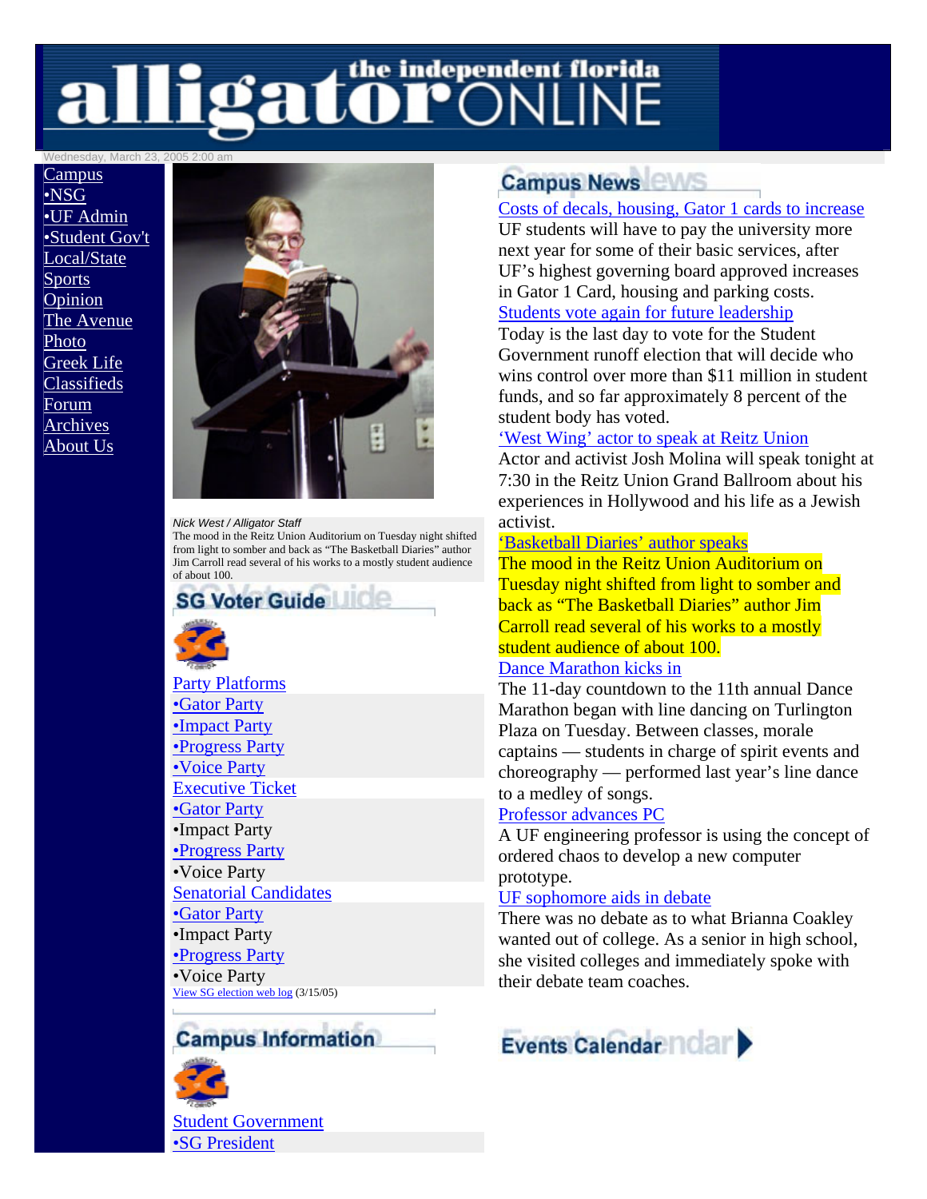# the independent florida alligator ONLINE

Wednesday, March 23, 2005 2:00 am

- Campus
- •NSG
- •UF Admin
- •Student Gov't
- Local/State
- Sports
- Opinion
- The Avenue
- Photo
- Greek Life
- Classifieds
- Forum
- Archives
- About Us

*Nick West / Alligator Staff*

The mood in the Reitz Union Auditorium on Tuesday night shifted from light to somber and back as "The Basketball Diaries" author Jim Carroll read several of his works to a mostly student audience of about 100.

## SG Voter Guide

Party Platforms
- •Gator Party
- •Impact Party
- •Progress Party
- •Voice Party

Executive Ticket
- •Gator Party
- •Impact Party
- •Progress Party
- •Voice Party

Senatorial Candidates
- •Gator Party
- •Impact Party
- •Progress Party
- •Voice Party

View SG election web log (3/15/05)

## Campus Information

Student Government
- •SG President

## Campus News

**Costs of decals, housing, Gator 1 cards to increase**

UF students will have to pay the university more next year for some of their basic services, after UF's highest governing board approved increases in Gator 1 Card, housing and parking costs.

**Students vote again for future leadership**

Today is the last day to vote for the Student Government runoff election that will decide who wins control over more than $11 million in student funds, and so far approximately 8 percent of the student body has voted.

**'West Wing' actor to speak at Reitz Union**

Actor and activist Josh Molina will speak tonight at 7:30 in the Reitz Union Grand Ballroom about his experiences in Hollywood and his life as a Jewish activist.

**'Basketball Diaries' author speaks**

The mood in the Reitz Union Auditorium on Tuesday night shifted from light to somber and back as "The Basketball Diaries" author Jim Carroll read several of his works to a mostly student audience of about 100.

**Dance Marathon kicks in**

The 11-day countdown to the 11th annual Dance Marathon began with line dancing on Turlington Plaza on Tuesday. Between classes, morale captains — students in charge of spirit events and choreography — performed last year's line dance to a medley of songs.

**Professor advances PC**

A UF engineering professor is using the concept of ordered chaos to develop a new computer prototype.

**UF sophomore aids in debate**

There was no debate as to what Brianna Coakley wanted out of college. As a senior in high school, she visited colleges and immediately spoke with their debate team coaches.

## Events Calendar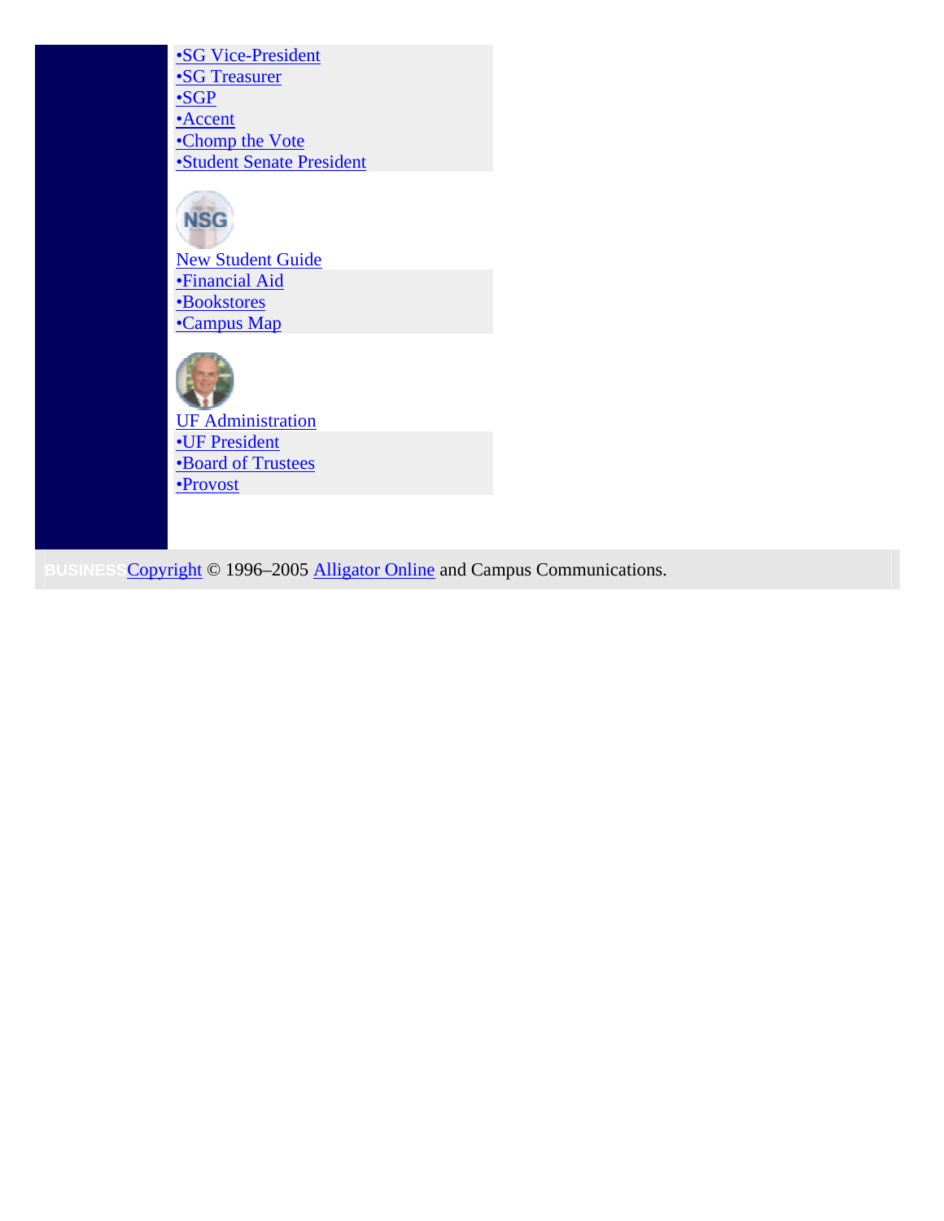•SG Vice-President
•SG Treasurer
•SGP
•Accent
•Chomp the Vote
•Student Senate President

New Student Guide
•Financial Aid
•Bookstores
•Campus Map

UF Administration
•UF President
•Board of Trustees
•Provost

BUSINESS Copyright © 1996–2005 Alligator Online and Campus Communications.